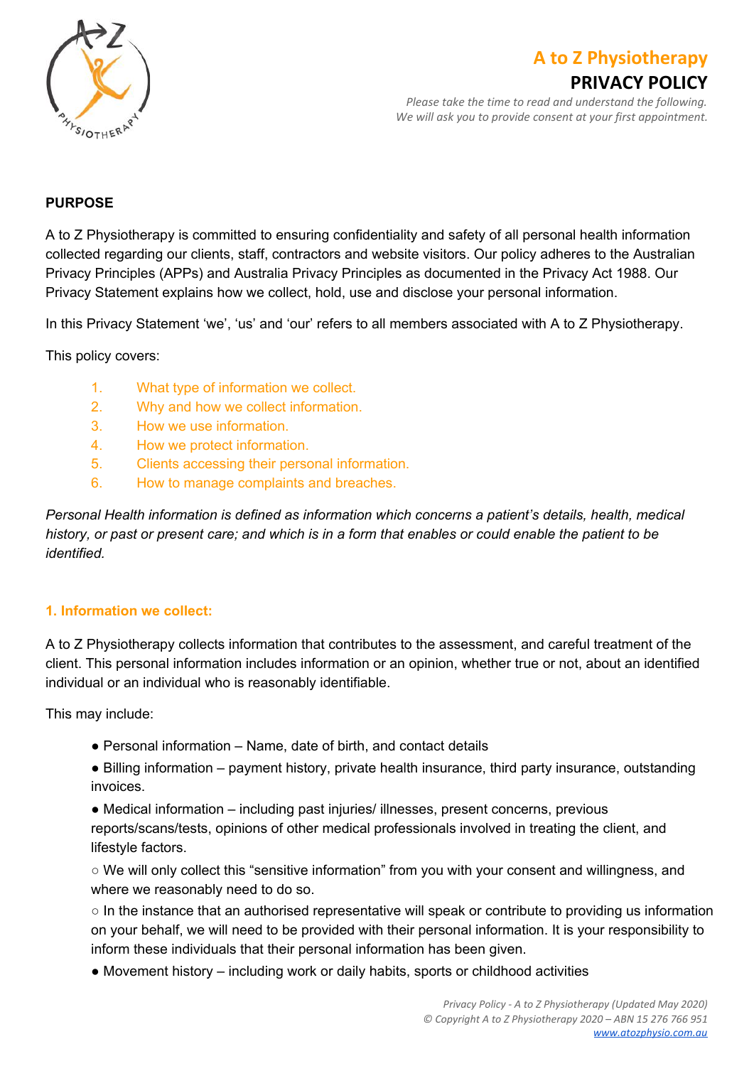# A to Z Physiotherapy

## PRIVACY POLICY

*Please take the time to read and understand the following.*
*We will ask you to provide consent at your first appointment.*

### PURPOSE

A to Z Physiotherapy is committed to ensuring confidentiality and safety of all personal health information collected regarding our clients, staff, contractors and website visitors. Our policy adheres to the Australian Privacy Principles (APPs) and Australia Privacy Principles as documented in the Privacy Act 1988. Our Privacy Statement explains how we collect, hold, use and disclose your personal information.

In this Privacy Statement 'we', 'us' and 'our' refers to all members associated with A to Z Physiotherapy.

This policy covers:

1. What type of information we collect.
2. Why and how we collect information.
3. How we use information.
4. How we protect information.
5. Clients accessing their personal information.
6. How to manage complaints and breaches.

*Personal Health information is defined as information which concerns a patient's details, health, medical history, or past or present care; and which is in a form that enables or could enable the patient to be identified.*

### 1. Information we collect:

A to Z Physiotherapy collects information that contributes to the assessment, and careful treatment of the client. This personal information includes information or an opinion, whether true or not, about an identified individual or an individual who is reasonably identifiable.

This may include:

- Personal information – Name, date of birth, and contact details
- Billing information – payment history, private health insurance, third party insurance, outstanding invoices.
- Medical information – including past injuries/ illnesses, present concerns, previous reports/scans/tests, opinions of other medical professionals involved in treating the client, and lifestyle factors.
  - We will only collect this "sensitive information" from you with your consent and willingness, and where we reasonably need to do so.
  - In the instance that an authorised representative will speak or contribute to providing us information on your behalf, we will need to be provided with their personal information. It is your responsibility to inform these individuals that their personal information has been given.
- Movement history – including work or daily habits, sports or childhood activities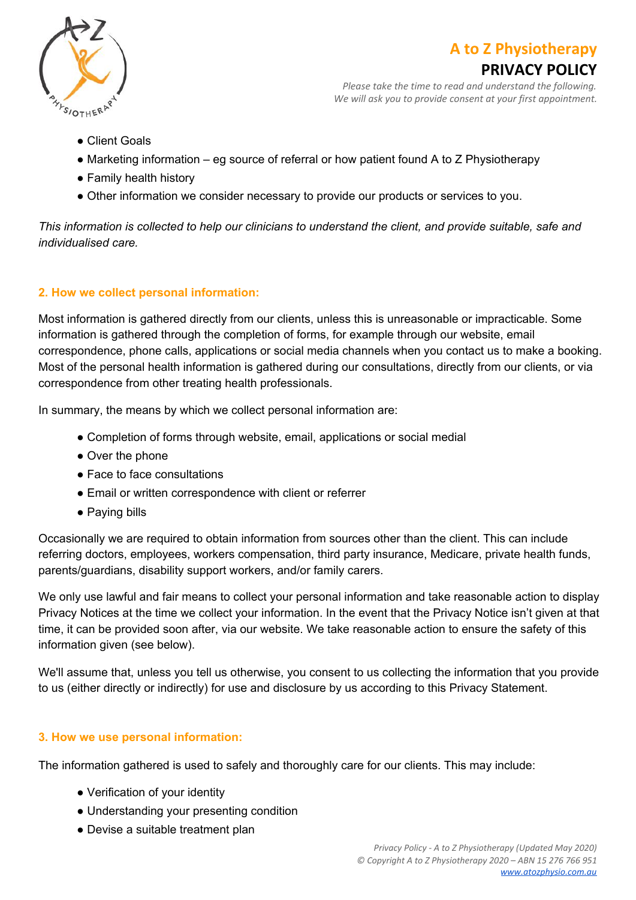- Client Goals
- Marketing information – eg source of referral or how patient found A to Z Physiotherapy
- Family health history
- Other information we consider necessary to provide our products or services to you.

*This information is collected to help our clinicians to understand the client, and provide suitable, safe and individualised care.*

## 2. How we collect personal information:

Most information is gathered directly from our clients, unless this is unreasonable or impracticable. Some information is gathered through the completion of forms, for example through our website, email correspondence, phone calls, applications or social media channels when you contact us to make a booking. Most of the personal health information is gathered during our consultations, directly from our clients, or via correspondence from other treating health professionals.

In summary, the means by which we collect personal information are:

- Completion of forms through website, email, applications or social medial
- Over the phone
- Face to face consultations
- Email or written correspondence with client or referrer
- Paying bills

Occasionally we are required to obtain information from sources other than the client. This can include referring doctors, employees, workers compensation, third party insurance, Medicare, private health funds, parents/guardians, disability support workers, and/or family carers.

We only use lawful and fair means to collect your personal information and take reasonable action to display Privacy Notices at the time we collect your information. In the event that the Privacy Notice isn't given at that time, it can be provided soon after, via our website. We take reasonable action to ensure the safety of this information given (see below).

We'll assume that, unless you tell us otherwise, you consent to us collecting the information that you provide to us (either directly or indirectly) for use and disclosure by us according to this Privacy Statement.

## 3. How we use personal information:

The information gathered is used to safely and thoroughly care for our clients. This may include:

- Verification of your identity
- Understanding your presenting condition
- Devise a suitable treatment plan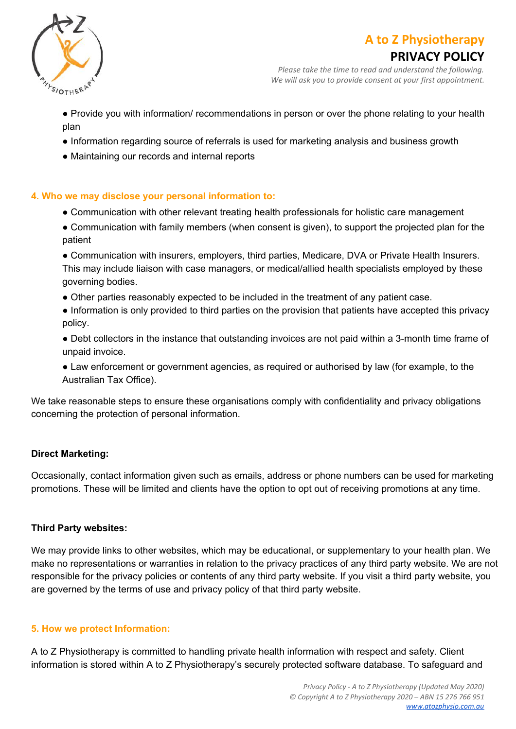- Provide you with information/ recommendations in person or over the phone relating to your health plan
- Information regarding source of referrals is used for marketing analysis and business growth
- Maintaining our records and internal reports

## 4. Who we may disclose your personal information to:

- Communication with other relevant treating health professionals for holistic care management
- Communication with family members (when consent is given), to support the projected plan for the patient
- Communication with insurers, employers, third parties, Medicare, DVA or Private Health Insurers. This may include liaison with case managers, or medical/allied health specialists employed by these governing bodies.
- Other parties reasonably expected to be included in the treatment of any patient case.
- Information is only provided to third parties on the provision that patients have accepted this privacy policy.
- Debt collectors in the instance that outstanding invoices are not paid within a 3-month time frame of unpaid invoice.
- Law enforcement or government agencies, as required or authorised by law (for example, to the Australian Tax Office).

We take reasonable steps to ensure these organisations comply with confidentiality and privacy obligations concerning the protection of personal information.

**Direct Marketing:**

Occasionally, contact information given such as emails, address or phone numbers can be used for marketing promotions. These will be limited and clients have the option to opt out of receiving promotions at any time.

**Third Party websites:**

We may provide links to other websites, which may be educational, or supplementary to your health plan. We make no representations or warranties in relation to the privacy practices of any third party website. We are not responsible for the privacy policies or contents of any third party website. If you visit a third party website, you are governed by the terms of use and privacy policy of that third party website.

## 5. How we protect Information:

A to Z Physiotherapy is committed to handling private health information with respect and safety. Client information is stored within A to Z Physiotherapy's securely protected software database. To safeguard and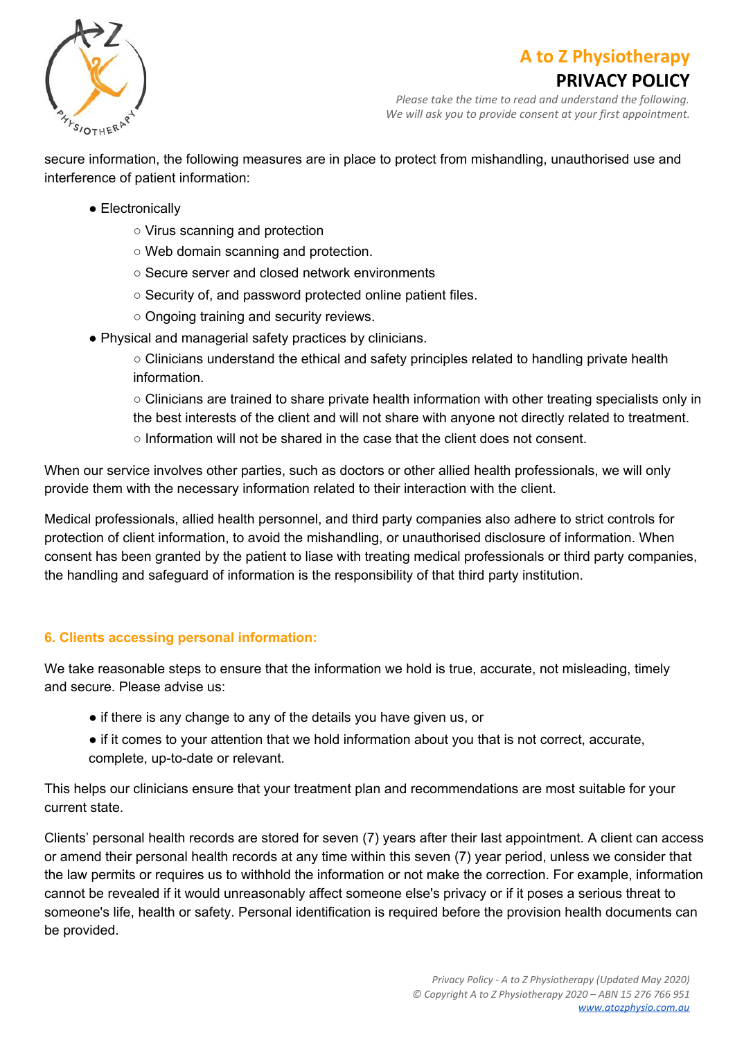secure information, the following measures are in place to protect from mishandling, unauthorised use and interference of patient information:

- Electronically
  - Virus scanning and protection
  - Web domain scanning and protection.
  - Secure server and closed network environments
  - Security of, and password protected online patient files.
  - Ongoing training and security reviews.
- Physical and managerial safety practices by clinicians.
  - Clinicians understand the ethical and safety principles related to handling private health information.
  - Clinicians are trained to share private health information with other treating specialists only in the best interests of the client and will not share with anyone not directly related to treatment.
  - Information will not be shared in the case that the client does not consent.

When our service involves other parties, such as doctors or other allied health professionals, we will only provide them with the necessary information related to their interaction with the client.

Medical professionals, allied health personnel, and third party companies also adhere to strict controls for protection of client information, to avoid the mishandling, or unauthorised disclosure of information. When consent has been granted by the patient to liase with treating medical professionals or third party companies, the handling and safeguard of information is the responsibility of that third party institution.

### 6. Clients accessing personal information:

We take reasonable steps to ensure that the information we hold is true, accurate, not misleading, timely and secure. Please advise us:

- if there is any change to any of the details you have given us, or
- if it comes to your attention that we hold information about you that is not correct, accurate, complete, up-to-date or relevant.

This helps our clinicians ensure that your treatment plan and recommendations are most suitable for your current state.

Clients' personal health records are stored for seven (7) years after their last appointment. A client can access or amend their personal health records at any time within this seven (7) year period, unless we consider that the law permits or requires us to withhold the information or not make the correction. For example, information cannot be revealed if it would unreasonably affect someone else's privacy or if it poses a serious threat to someone's life, health or safety. Personal identification is required before the provision health documents can be provided.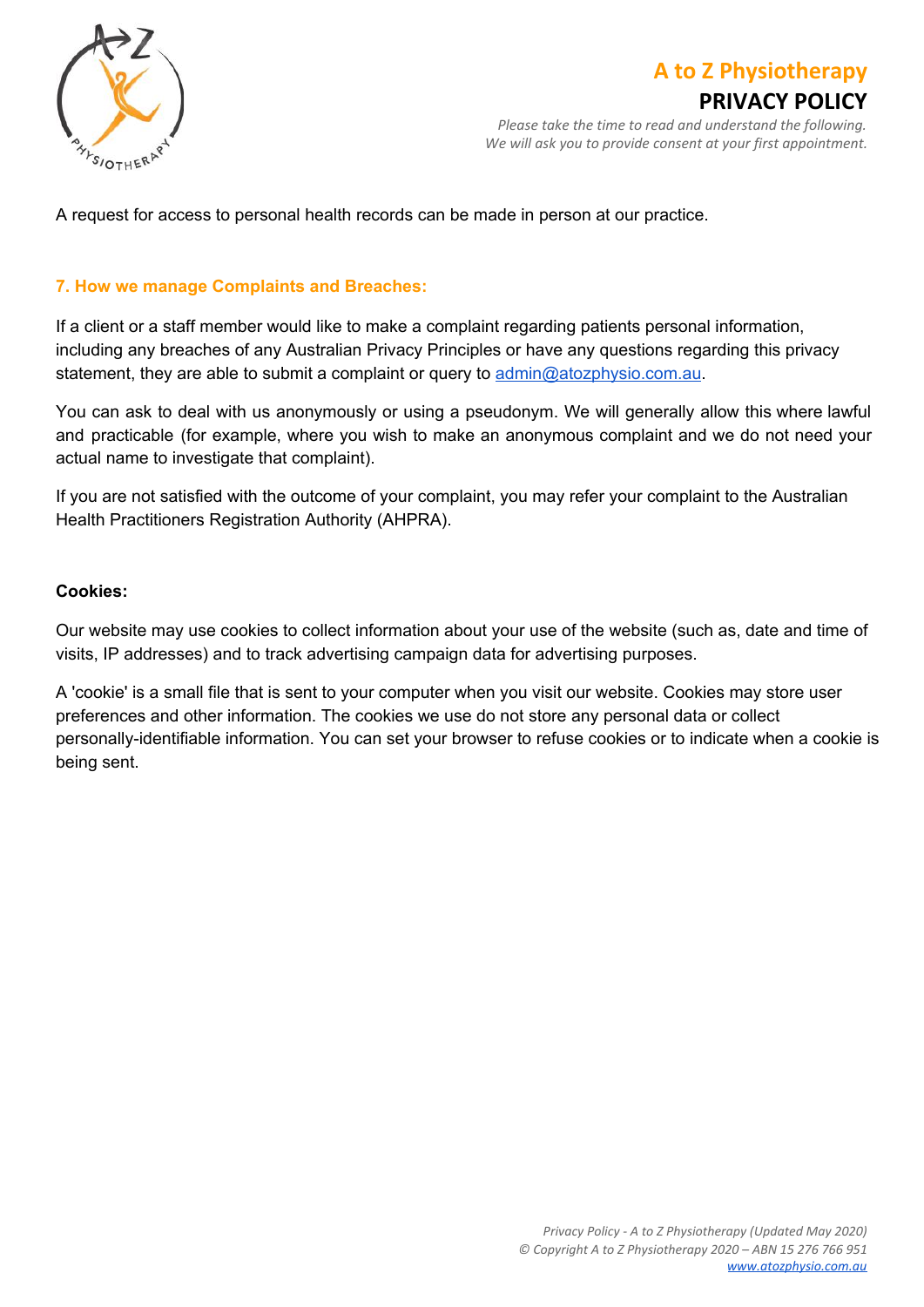A request for access to personal health records can be made in person at our practice.

## 7. How we manage Complaints and Breaches:

If a client or a staff member would like to make a complaint regarding patients personal information, including any breaches of any Australian Privacy Principles or have any questions regarding this privacy statement, they are able to submit a complaint or query to admin@atozphysio.com.au.

You can ask to deal with us anonymously or using a pseudonym. We will generally allow this where lawful and practicable (for example, where you wish to make an anonymous complaint and we do not need your actual name to investigate that complaint).

If you are not satisfied with the outcome of your complaint, you may refer your complaint to the Australian Health Practitioners Registration Authority (AHPRA).

**Cookies:**

Our website may use cookies to collect information about your use of the website (such as, date and time of visits, IP addresses) and to track advertising campaign data for advertising purposes.

A 'cookie' is a small file that is sent to your computer when you visit our website. Cookies may store user preferences and other information. The cookies we use do not store any personal data or collect personally-identifiable information. You can set your browser to refuse cookies or to indicate when a cookie is being sent.